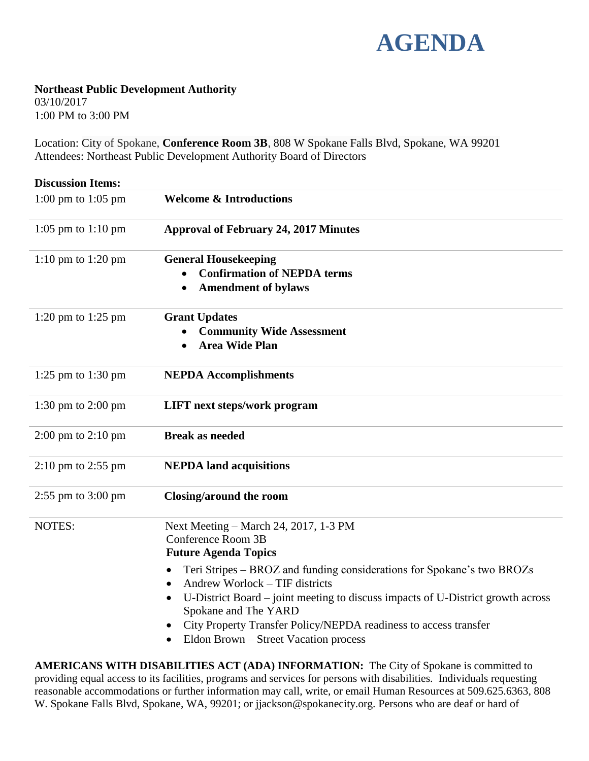# AGENDA

**Northeast Public Development Authority**
03/10/2017
1:00 PM to 3:00 PM

Location: City of Spokane, **Conference Room 3B**, 808 W Spokane Falls Blvd, Spokane, WA 99201
Attendees: Northeast Public Development Authority Board of Directors

**Discussion Items:**

| | |
|---|---|
| 1:00 pm to 1:05 pm | **Welcome & Introductions** |
| 1:05 pm to 1:10 pm | **Approval of February 24, 2017 Minutes** |
| 1:10 pm to 1:20 pm | **General Housekeeping**<br>• **Confirmation of NEPDA terms**<br>• **Amendment of bylaws** |
| 1:20 pm to 1:25 pm | **Grant Updates**<br>• **Community Wide Assessment**<br>• **Area Wide Plan** |
| 1:25 pm to 1:30 pm | **NEPDA Accomplishments** |
| 1:30 pm to 2:00 pm | **LIFT next steps/work program** |
| 2:00 pm to 2:10 pm | **Break as needed** |
| 2:10 pm to 2:55 pm | **NEPDA land acquisitions** |
| 2:55 pm to 3:00 pm | **Closing/around the room** |
| NOTES: | Next Meeting – March 24, 2017, 1-3 PM<br>Conference Room 3B<br>**Future Agenda Topics**<br>• Teri Stripes – BROZ and funding considerations for Spokane's two BROZs<br>• Andrew Worlock – TIF districts<br>• U-District Board – joint meeting to discuss impacts of U-District growth across Spokane and The YARD<br>• City Property Transfer Policy/NEPDA readiness to access transfer<br>• Eldon Brown – Street Vacation process |

**AMERICANS WITH DISABILITIES ACT (ADA) INFORMATION:** The City of Spokane is committed to providing equal access to its facilities, programs and services for persons with disabilities. Individuals requesting reasonable accommodations or further information may call, write, or email Human Resources at 509.625.6363, 808 W. Spokane Falls Blvd, Spokane, WA, 99201; or jjackson@spokanecity.org. Persons who are deaf or hard of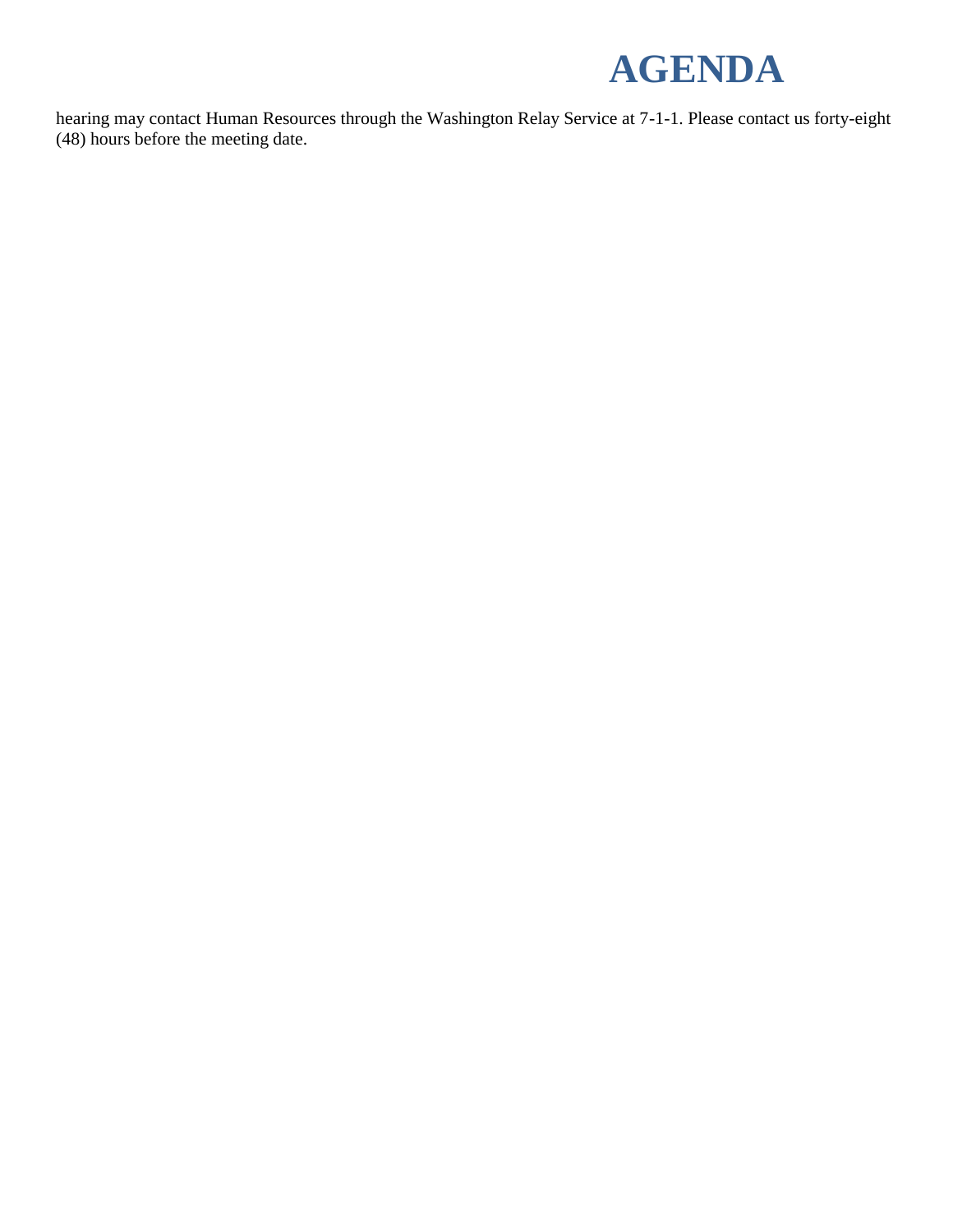hearing may contact Human Resources through the Washington Relay Service at 7-1-1. Please contact us forty-eight (48) hours before the meeting date.